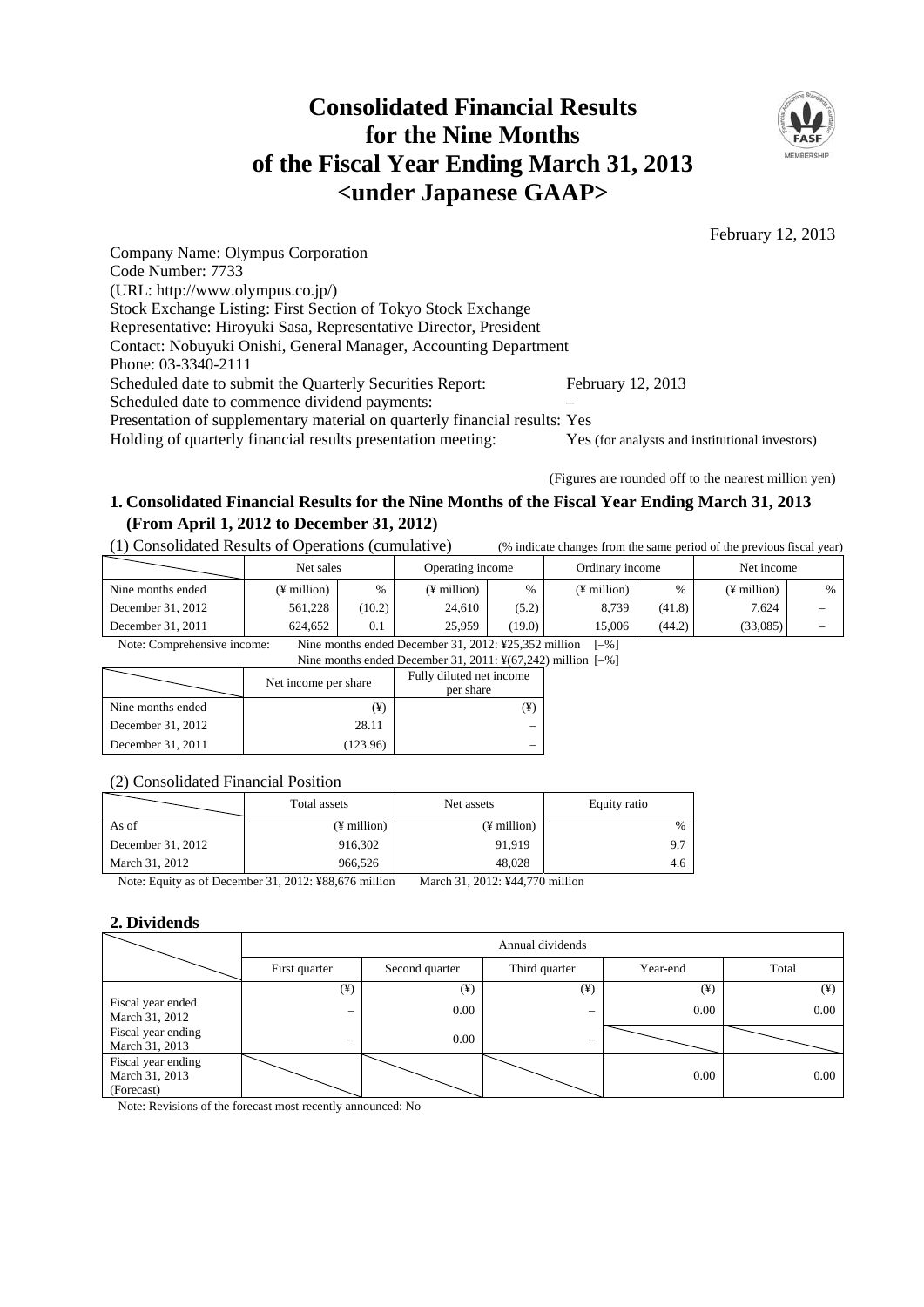# Consolidated Financial Results for the Nine Months of the Fiscal Year Ending March 31, 2013 <under Japanese GAAP>

February 12, 2013

Company Name: Olympus Corporation
Code Number: 7733
(URL: http://www.olympus.co.jp/)
Stock Exchange Listing: First Section of Tokyo Stock Exchange
Representative: Hiroyuki Sasa, Representative Director, President
Contact: Nobuyuki Onishi, General Manager, Accounting Department
Phone: 03-3340-2111
Scheduled date to submit the Quarterly Securities Report: February 12, 2013
Scheduled date to commence dividend payments: –
Presentation of supplementary material on quarterly financial results: Yes
Holding of quarterly financial results presentation meeting: Yes (for analysts and institutional investors)

(Figures are rounded off to the nearest million yen)

## 1. Consolidated Financial Results for the Nine Months of the Fiscal Year Ending March 31, 2013 (From April 1, 2012 to December 31, 2012)

(1) Consolidated Results of Operations (cumulative) (% indicate changes from the same period of the previous fiscal year)

| | Net sales | | Operating income | | Ordinary income | | Net income | |
|---|---|---|---|---|---|---|---|---|
| Nine months ended | (¥ million) | % | (¥ million) | % | (¥ million) | % | (¥ million) | % |
| December 31, 2012 | 561,228 | (10.2) | 24,610 | (5.2) | 8,739 | (41.8) | 7,624 | – |
| December 31, 2011 | 624,652 | 0.1 | 25,959 | (19.0) | 15,006 | (44.2) | (33,085) | – |

Note: Comprehensive income: Nine months ended December 31, 2012: ¥25,352 million [–%]
Nine months ended December 31, 2011: ¥(67,242) million [–%]

| | Net income per share | Fully diluted net income per share |
|---|---|---|
| Nine months ended | (¥) | (¥) |
| December 31, 2012 | 28.11 | – |
| December 31, 2011 | (123.96) | – |

(2) Consolidated Financial Position

| | Total assets | Net assets | Equity ratio |
|---|---|---|---|
| As of | (¥ million) | (¥ million) | % |
| December 31, 2012 | 916,302 | 91,919 | 9.7 |
| March 31, 2012 | 966,526 | 48,028 | 4.6 |

Note: Equity as of December 31, 2012: ¥88,676 million March 31, 2012: ¥44,770 million

## 2. Dividends

| | Annual dividends | | | | |
|---|---|---|---|---|---|
| | First quarter | Second quarter | Third quarter | Year-end | Total |
| | (¥) | (¥) | (¥) | (¥) | (¥) |
| Fiscal year ended March 31, 2012 | – | 0.00 | – | 0.00 | 0.00 |
| Fiscal year ending March 31, 2013 | – | 0.00 | – | | |
| Fiscal year ending March 31, 2013 (Forecast) | | | | 0.00 | 0.00 |

Note: Revisions of the forecast most recently announced: No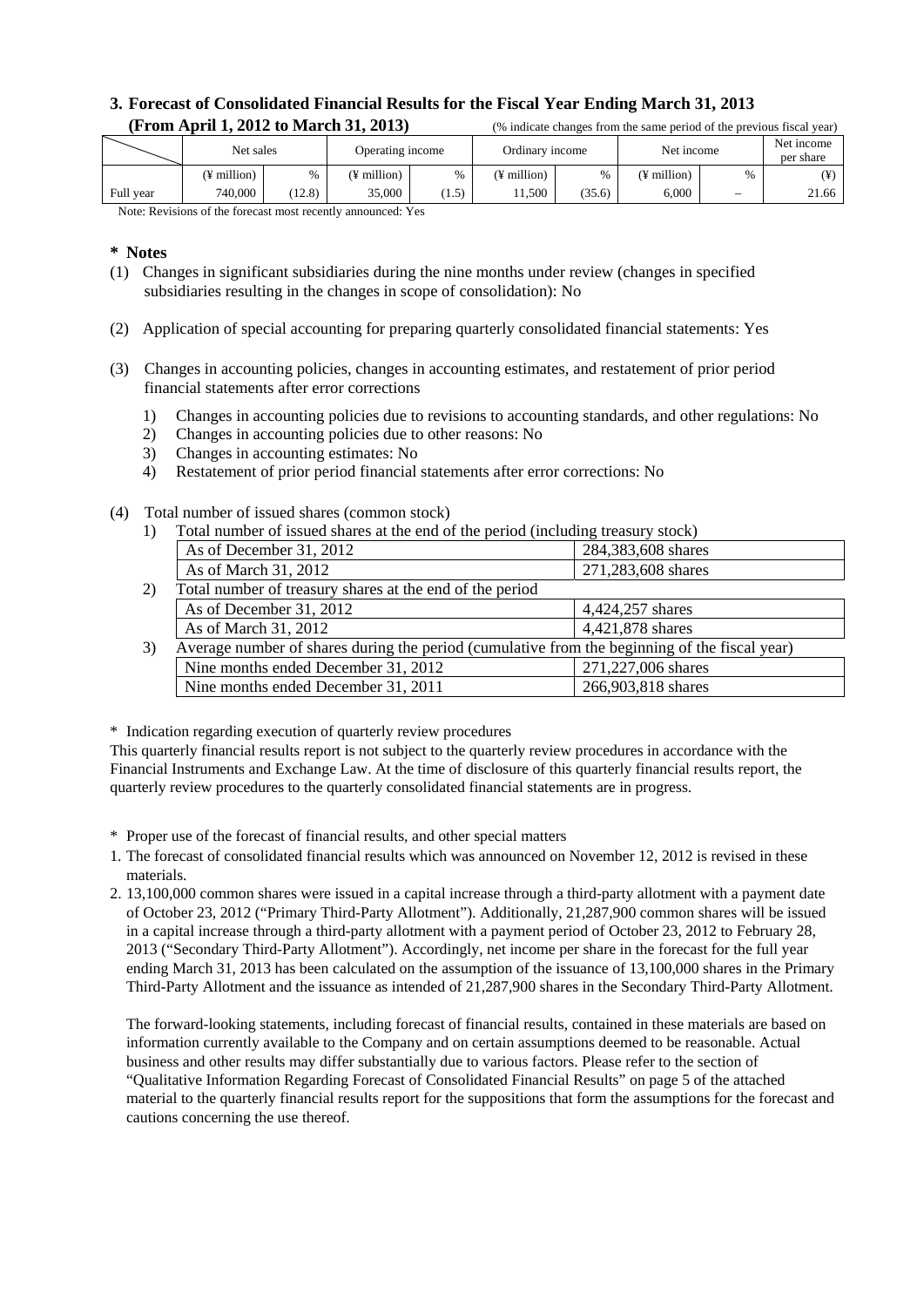### 3. Forecast of Consolidated Financial Results for the Fiscal Year Ending March 31, 2013 (From April 1, 2012 to March 31, 2013)

(% indicate changes from the same period of the previous fiscal year)

| | Net sales | | Operating income | | Ordinary income | | Net income | | Net income per share |
|---|---|---|---|---|---|---|---|---|---|
| | (¥ million) | % | (¥ million) | % | (¥ million) | % | (¥ million) | % | (¥) |
| Full year | 740,000 | (12.8) | 35,000 | (1.5) | 11,500 | (35.6) | 6,000 | – | 21.66 |

Note: Revisions of the forecast most recently announced: Yes

**\* Notes**

(1) Changes in significant subsidiaries during the nine months under review (changes in specified subsidiaries resulting in the changes in scope of consolidation): No

(2) Application of special accounting for preparing quarterly consolidated financial statements: Yes

(3) Changes in accounting policies, changes in accounting estimates, and restatement of prior period financial statements after error corrections

1) Changes in accounting policies due to revisions to accounting standards, and other regulations: No
2) Changes in accounting policies due to other reasons: No
3) Changes in accounting estimates: No
4) Restatement of prior period financial statements after error corrections: No

(4) Total number of issued shares (common stock)

1) Total number of issued shares at the end of the period (including treasury stock)

| | |
|---|---|
| As of December 31, 2012 | 284,383,608 shares |
| As of March 31, 2012 | 271,283,608 shares |

2) Total number of treasury shares at the end of the period

| | |
|---|---|
| As of December 31, 2012 | 4,424,257 shares |
| As of March 31, 2012 | 4,421,878 shares |

3) Average number of shares during the period (cumulative from the beginning of the fiscal year)

| | |
|---|---|
| Nine months ended December 31, 2012 | 271,227,006 shares |
| Nine months ended December 31, 2011 | 266,903,818 shares |

\* Indication regarding execution of quarterly review procedures

This quarterly financial results report is not subject to the quarterly review procedures in accordance with the Financial Instruments and Exchange Law. At the time of disclosure of this quarterly financial results report, the quarterly review procedures to the quarterly consolidated financial statements are in progress.

\* Proper use of the forecast of financial results, and other special matters

1. The forecast of consolidated financial results which was announced on November 12, 2012 is revised in these materials.
2. 13,100,000 common shares were issued in a capital increase through a third-party allotment with a payment date of October 23, 2012 ("Primary Third-Party Allotment"). Additionally, 21,287,900 common shares will be issued in a capital increase through a third-party allotment with a payment period of October 23, 2012 to February 28, 2013 ("Secondary Third-Party Allotment"). Accordingly, net income per share in the forecast for the full year ending March 31, 2013 has been calculated on the assumption of the issuance of 13,100,000 shares in the Primary Third-Party Allotment and the issuance as intended of 21,287,900 shares in the Secondary Third-Party Allotment.

   The forward-looking statements, including forecast of financial results, contained in these materials are based on information currently available to the Company and on certain assumptions deemed to be reasonable. Actual business and other results may differ substantially due to various factors. Please refer to the section of "Qualitative Information Regarding Forecast of Consolidated Financial Results" on page 5 of the attached material to the quarterly financial results report for the suppositions that form the assumptions for the forecast and cautions concerning the use thereof.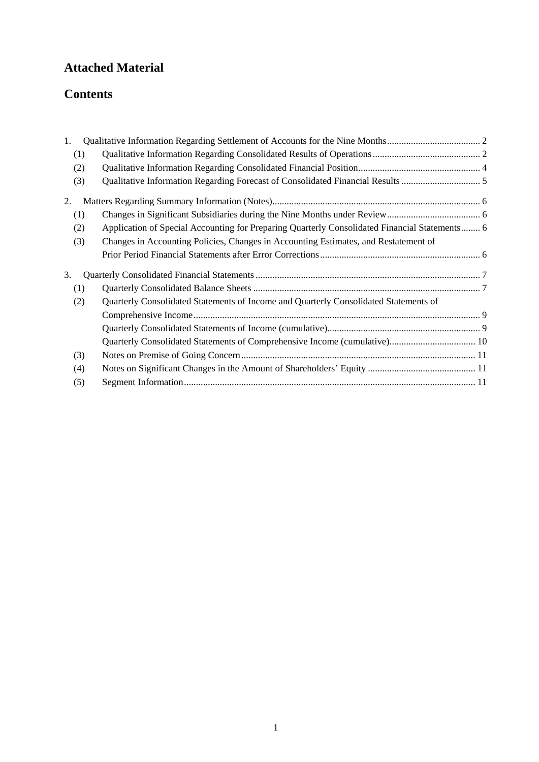# Attached Material

# Contents

1. Qualitative Information Regarding Settlement of Accounts for the Nine Months ....................................... 2
   - (1) Qualitative Information Regarding Consolidated Results of Operations ............................................. 2
   - (2) Qualitative Information Regarding Consolidated Financial Position................................................... 4
   - (3) Qualitative Information Regarding Forecast of Consolidated Financial Results ................................. 5
2. Matters Regarding Summary Information (Notes)....................................................................................... 6
   - (1) Changes in Significant Subsidiaries during the Nine Months under Review....................................... 6
   - (2) Application of Special Accounting for Preparing Quarterly Consolidated Financial Statements........ 6
   - (3) Changes in Accounting Policies, Changes in Accounting Estimates, and Restatement of Prior Period Financial Statements after Error Corrections................................................................... 6
3. Quarterly Consolidated Financial Statements ............................................................................................. 7
   - (1) Quarterly Consolidated Balance Sheets ............................................................................................... 7
   - (2) Quarterly Consolidated Statements of Income and Quarterly Consolidated Statements of Comprehensive Income........................................................................................................................ 9
     - Quarterly Consolidated Statements of Income (cumulative)................................................................ 9
     - Quarterly Consolidated Statements of Comprehensive Income (cumulative).................................... 10
   - (3) Notes on Premise of Going Concern ................................................................................................. 11
   - (4) Notes on Significant Changes in the Amount of Shareholders' Equity ............................................. 11
   - (5) Segment Information ......................................................................................................................... 11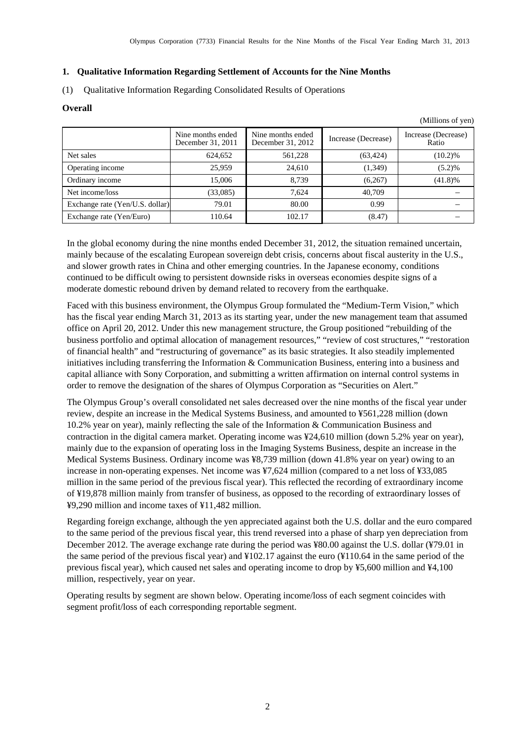## 1. Qualitative Information Regarding Settlement of Accounts for the Nine Months

### (1) Qualitative Information Regarding Consolidated Results of Operations

**Overall**

(Millions of yen)

| | Nine months ended December 31, 2011 | Nine months ended December 31, 2012 | Increase (Decrease) | Increase (Decrease) Ratio |
|---|---|---|---|---|
| Net sales | 624,652 | 561,228 | (63,424) | (10.2)% |
| Operating income | 25,959 | 24,610 | (1,349) | (5.2)% |
| Ordinary income | 15,006 | 8,739 | (6,267) | (41.8)% |
| Net income/loss | (33,085) | 7,624 | 40,709 | – |
| Exchange rate (Yen/U.S. dollar) | 79.01 | 80.00 | 0.99 | – |
| Exchange rate (Yen/Euro) | 110.64 | 102.17 | (8.47) | – |

In the global economy during the nine months ended December 31, 2012, the situation remained uncertain, mainly because of the escalating European sovereign debt crisis, concerns about fiscal austerity in the U.S., and slower growth rates in China and other emerging countries. In the Japanese economy, conditions continued to be difficult owing to persistent downside risks in overseas economies despite signs of a moderate domestic rebound driven by demand related to recovery from the earthquake.

Faced with this business environment, the Olympus Group formulated the "Medium-Term Vision," which has the fiscal year ending March 31, 2013 as its starting year, under the new management team that assumed office on April 20, 2012. Under this new management structure, the Group positioned "rebuilding of the business portfolio and optimal allocation of management resources," "review of cost structures," "restoration of financial health" and "restructuring of governance" as its basic strategies. It also steadily implemented initiatives including transferring the Information & Communication Business, entering into a business and capital alliance with Sony Corporation, and submitting a written affirmation on internal control systems in order to remove the designation of the shares of Olympus Corporation as "Securities on Alert."

The Olympus Group's overall consolidated net sales decreased over the nine months of the fiscal year under review, despite an increase in the Medical Systems Business, and amounted to ¥561,228 million (down 10.2% year on year), mainly reflecting the sale of the Information & Communication Business and contraction in the digital camera market. Operating income was ¥24,610 million (down 5.2% year on year), mainly due to the expansion of operating loss in the Imaging Systems Business, despite an increase in the Medical Systems Business. Ordinary income was ¥8,739 million (down 41.8% year on year) owing to an increase in non-operating expenses. Net income was ¥7,624 million (compared to a net loss of ¥33,085 million in the same period of the previous fiscal year). This reflected the recording of extraordinary income of ¥19,878 million mainly from transfer of business, as opposed to the recording of extraordinary losses of ¥9,290 million and income taxes of ¥11,482 million.

Regarding foreign exchange, although the yen appreciated against both the U.S. dollar and the euro compared to the same period of the previous fiscal year, this trend reversed into a phase of sharp yen depreciation from December 2012. The average exchange rate during the period was ¥80.00 against the U.S. dollar (¥79.01 in the same period of the previous fiscal year) and ¥102.17 against the euro (¥110.64 in the same period of the previous fiscal year), which caused net sales and operating income to drop by ¥5,600 million and ¥4,100 million, respectively, year on year.

Operating results by segment are shown below. Operating income/loss of each segment coincides with segment profit/loss of each corresponding reportable segment.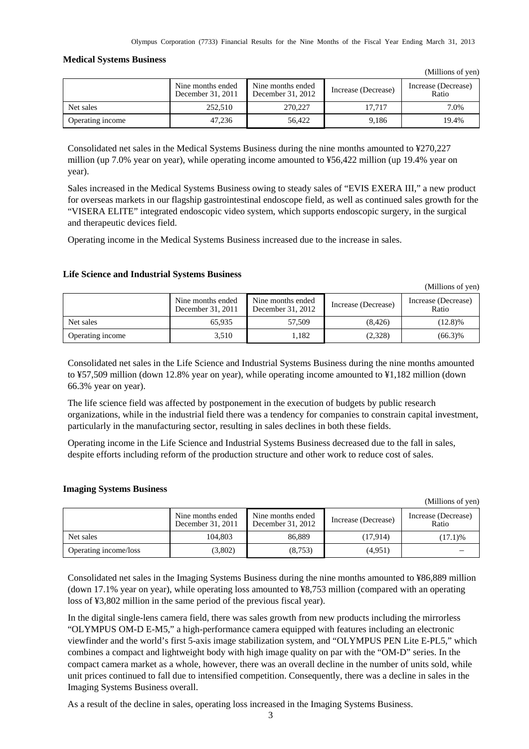### Medical Systems Business

(Millions of yen)

| | Nine months ended December 31, 2011 | Nine months ended December 31, 2012 | Increase (Decrease) | Increase (Decrease) Ratio |
|---|---|---|---|---|
| Net sales | 252,510 | 270,227 | 17,717 | 7.0% |
| Operating income | 47,236 | 56,422 | 9,186 | 19.4% |

Consolidated net sales in the Medical Systems Business during the nine months amounted to ¥270,227 million (up 7.0% year on year), while operating income amounted to ¥56,422 million (up 19.4% year on year).

Sales increased in the Medical Systems Business owing to steady sales of "EVIS EXERA III," a new product for overseas markets in our flagship gastrointestinal endoscope field, as well as continued sales growth for the "VISERA ELITE" integrated endoscopic video system, which supports endoscopic surgery, in the surgical and therapeutic devices field.

Operating income in the Medical Systems Business increased due to the increase in sales.

### Life Science and Industrial Systems Business

(Millions of yen)

| | Nine months ended December 31, 2011 | Nine months ended December 31, 2012 | Increase (Decrease) | Increase (Decrease) Ratio |
|---|---|---|---|---|
| Net sales | 65,935 | 57,509 | (8,426) | (12.8)% |
| Operating income | 3,510 | 1,182 | (2,328) | (66.3)% |

Consolidated net sales in the Life Science and Industrial Systems Business during the nine months amounted to ¥57,509 million (down 12.8% year on year), while operating income amounted to ¥1,182 million (down 66.3% year on year).

The life science field was affected by postponement in the execution of budgets by public research organizations, while in the industrial field there was a tendency for companies to constrain capital investment, particularly in the manufacturing sector, resulting in sales declines in both these fields.

Operating income in the Life Science and Industrial Systems Business decreased due to the fall in sales, despite efforts including reform of the production structure and other work to reduce cost of sales.

### Imaging Systems Business

(Millions of yen)

| | Nine months ended December 31, 2011 | Nine months ended December 31, 2012 | Increase (Decrease) | Increase (Decrease) Ratio |
|---|---|---|---|---|
| Net sales | 104,803 | 86,889 | (17,914) | (17.1)% |
| Operating income/loss | (3,802) | (8,753) | (4,951) | – |

Consolidated net sales in the Imaging Systems Business during the nine months amounted to ¥86,889 million (down 17.1% year on year), while operating loss amounted to ¥8,753 million (compared with an operating loss of ¥3,802 million in the same period of the previous fiscal year).

In the digital single-lens camera field, there was sales growth from new products including the mirrorless "OLYMPUS OM-D E-M5," a high-performance camera equipped with features including an electronic viewfinder and the world's first 5-axis image stabilization system, and "OLYMPUS PEN Lite E-PL5," which combines a compact and lightweight body with high image quality on par with the "OM-D" series. In the compact camera market as a whole, however, there was an overall decline in the number of units sold, while unit prices continued to fall due to intensified competition. Consequently, there was a decline in sales in the Imaging Systems Business overall.

As a result of the decline in sales, operating loss increased in the Imaging Systems Business.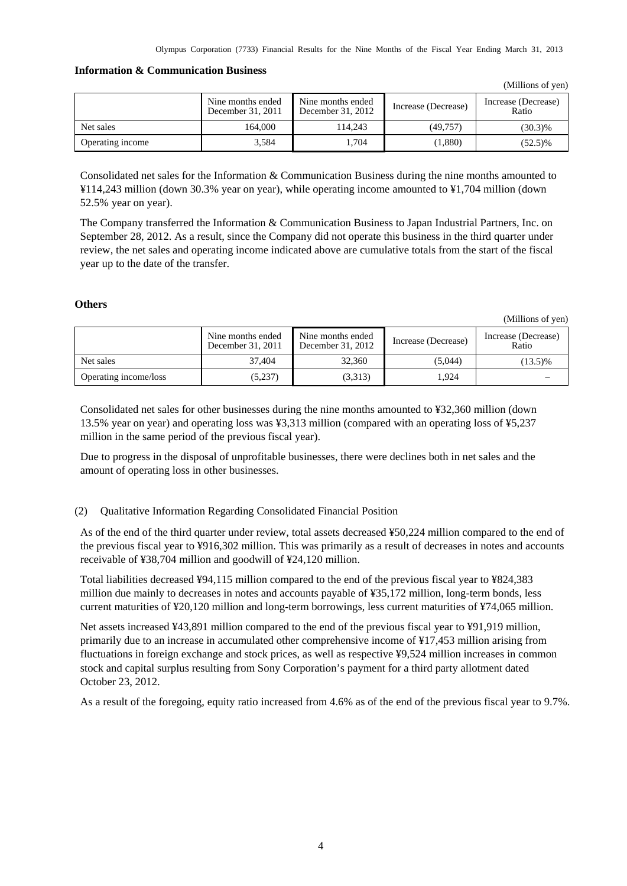### Information & Communication Business

(Millions of yen)

| | Nine months ended December 31, 2011 | Nine months ended December 31, 2012 | Increase (Decrease) | Increase (Decrease) Ratio |
|---|---|---|---|---|
| Net sales | 164,000 | 114,243 | (49,757) | (30.3)% |
| Operating income | 3,584 | 1,704 | (1,880) | (52.5)% |

Consolidated net sales for the Information & Communication Business during the nine months amounted to ¥114,243 million (down 30.3% year on year), while operating income amounted to ¥1,704 million (down 52.5% year on year).

The Company transferred the Information & Communication Business to Japan Industrial Partners, Inc. on September 28, 2012. As a result, since the Company did not operate this business in the third quarter under review, the net sales and operating income indicated above are cumulative totals from the start of the fiscal year up to the date of the transfer.

### Others

(Millions of yen)

| | Nine months ended December 31, 2011 | Nine months ended December 31, 2012 | Increase (Decrease) | Increase (Decrease) Ratio |
|---|---|---|---|---|
| Net sales | 37,404 | 32,360 | (5,044) | (13.5)% |
| Operating income/loss | (5,237) | (3,313) | 1,924 | – |

Consolidated net sales for other businesses during the nine months amounted to ¥32,360 million (down 13.5% year on year) and operating loss was ¥3,313 million (compared with an operating loss of ¥5,237 million in the same period of the previous fiscal year).

Due to progress in the disposal of unprofitable businesses, there were declines both in net sales and the amount of operating loss in other businesses.

(2) Qualitative Information Regarding Consolidated Financial Position

As of the end of the third quarter under review, total assets decreased ¥50,224 million compared to the end of the previous fiscal year to ¥916,302 million. This was primarily as a result of decreases in notes and accounts receivable of ¥38,704 million and goodwill of ¥24,120 million.

Total liabilities decreased ¥94,115 million compared to the end of the previous fiscal year to ¥824,383 million due mainly to decreases in notes and accounts payable of ¥35,172 million, long-term bonds, less current maturities of ¥20,120 million and long-term borrowings, less current maturities of ¥74,065 million.

Net assets increased ¥43,891 million compared to the end of the previous fiscal year to ¥91,919 million, primarily due to an increase in accumulated other comprehensive income of ¥17,453 million arising from fluctuations in foreign exchange and stock prices, as well as respective ¥9,524 million increases in common stock and capital surplus resulting from Sony Corporation's payment for a third party allotment dated October 23, 2012.

As a result of the foregoing, equity ratio increased from 4.6% as of the end of the previous fiscal year to 9.7%.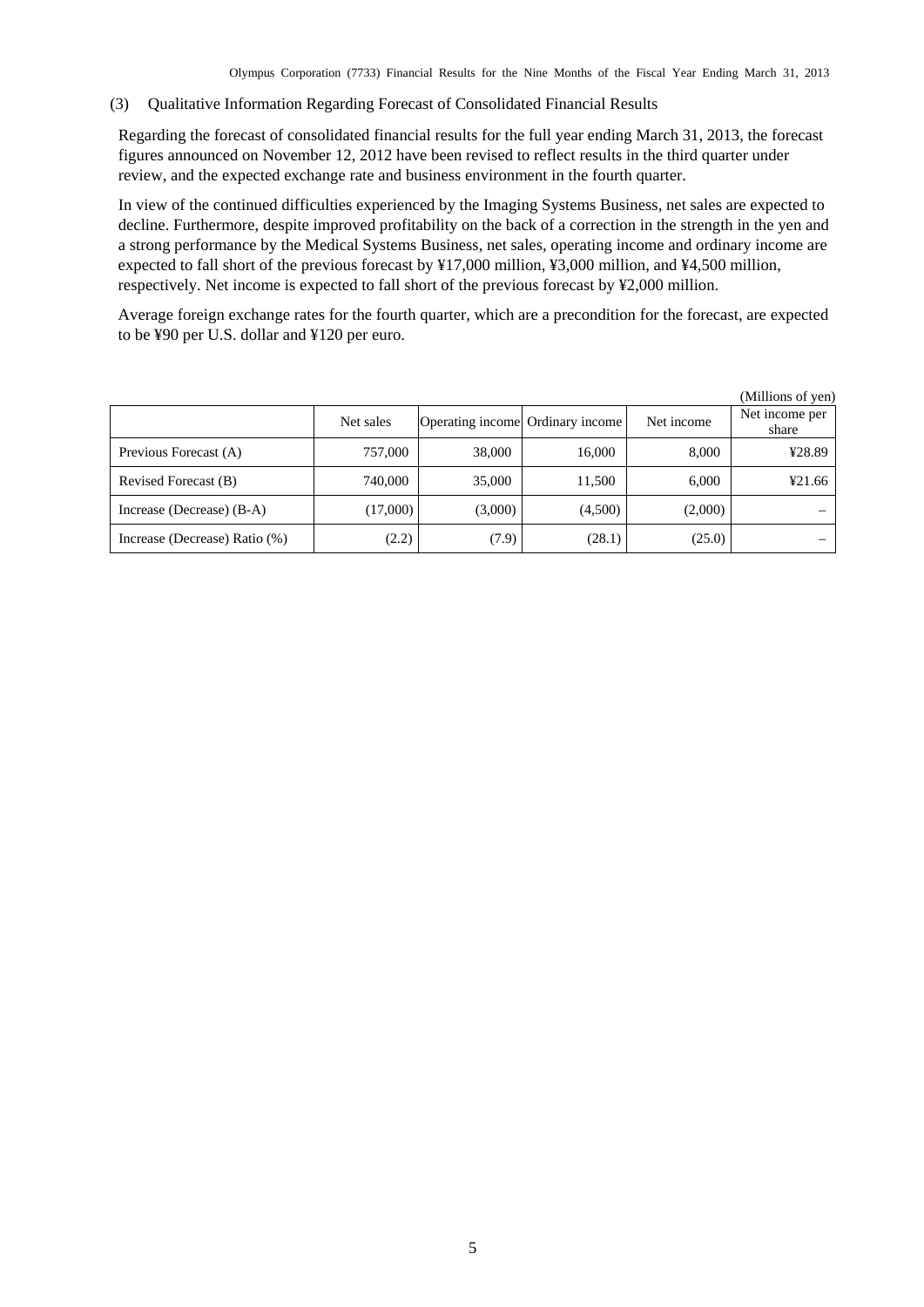### (3) Qualitative Information Regarding Forecast of Consolidated Financial Results

Regarding the forecast of consolidated financial results for the full year ending March 31, 2013, the forecast figures announced on November 12, 2012 have been revised to reflect results in the third quarter under review, and the expected exchange rate and business environment in the fourth quarter.

In view of the continued difficulties experienced by the Imaging Systems Business, net sales are expected to decline. Furthermore, despite improved profitability on the back of a correction in the strength in the yen and a strong performance by the Medical Systems Business, net sales, operating income and ordinary income are expected to fall short of the previous forecast by ¥17,000 million, ¥3,000 million, and ¥4,500 million, respectively. Net income is expected to fall short of the previous forecast by ¥2,000 million.

Average foreign exchange rates for the fourth quarter, which are a precondition for the forecast, are expected to be ¥90 per U.S. dollar and ¥120 per euro.

(Millions of yen)

| | Net sales | Operating income | Ordinary income | Net income | Net income per share |
|---|---|---|---|---|---|
| Previous Forecast (A) | 757,000 | 38,000 | 16,000 | 8,000 | ¥28.89 |
| Revised Forecast (B) | 740,000 | 35,000 | 11,500 | 6,000 | ¥21.66 |
| Increase (Decrease) (B-A) | (17,000) | (3,000) | (4,500) | (2,000) | – |
| Increase (Decrease) Ratio (%) | (2.2) | (7.9) | (28.1) | (25.0) | – |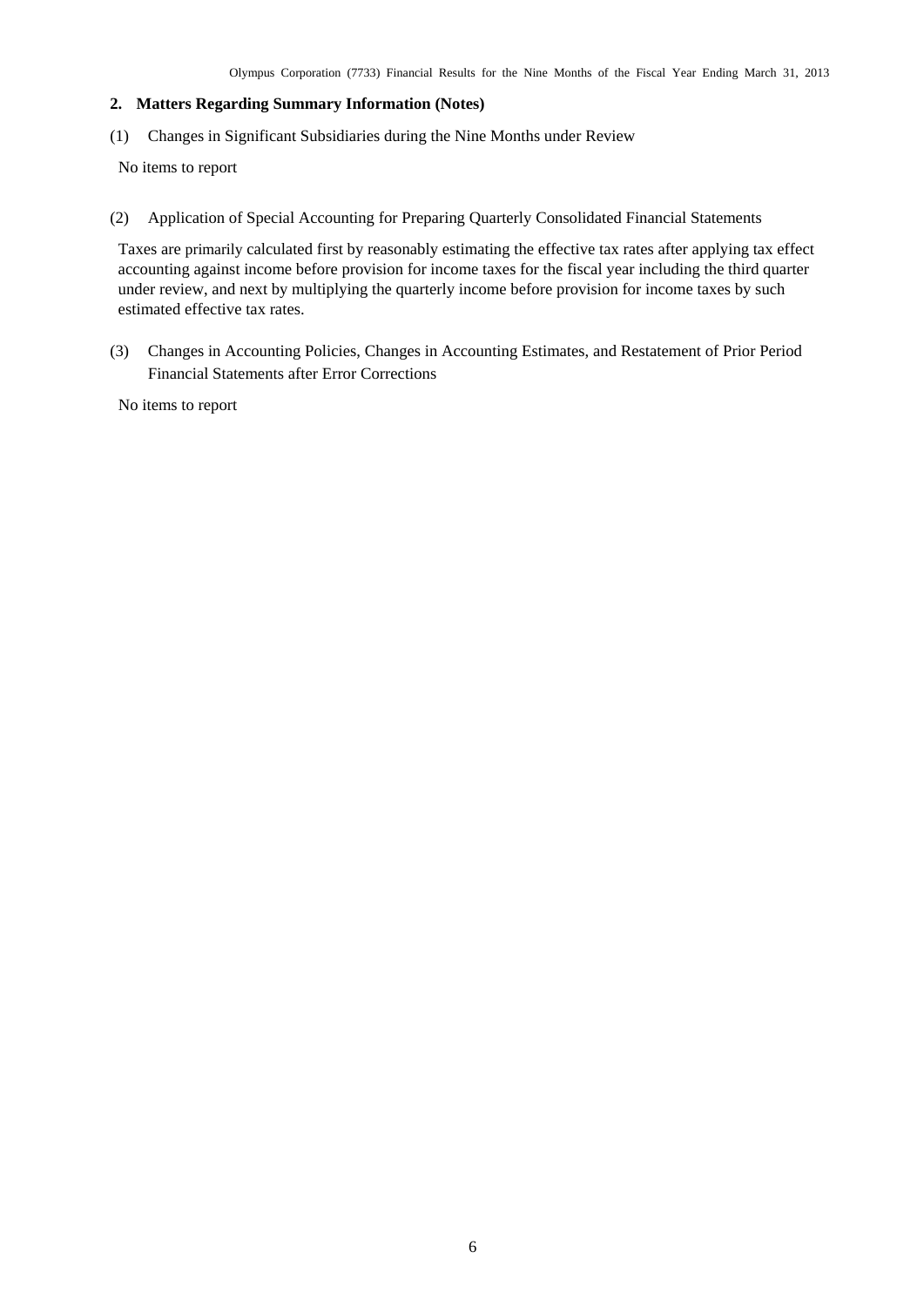## 2. Matters Regarding Summary Information (Notes)

(1) Changes in Significant Subsidiaries during the Nine Months under Review

No items to report

(2) Application of Special Accounting for Preparing Quarterly Consolidated Financial Statements

Taxes are primarily calculated first by reasonably estimating the effective tax rates after applying tax effect accounting against income before provision for income taxes for the fiscal year including the third quarter under review, and next by multiplying the quarterly income before provision for income taxes by such estimated effective tax rates.

(3) Changes in Accounting Policies, Changes in Accounting Estimates, and Restatement of Prior Period Financial Statements after Error Corrections

No items to report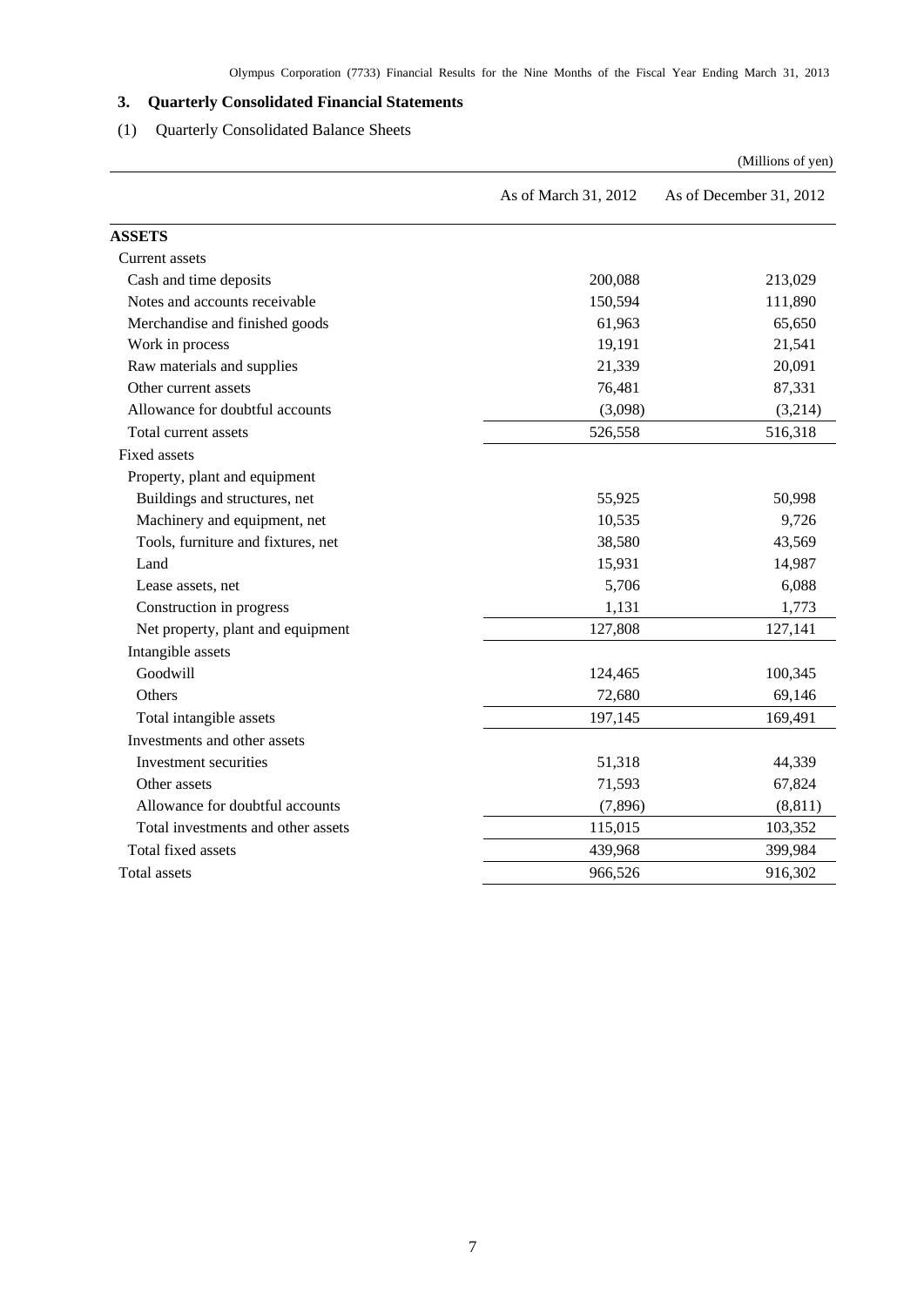## 3. Quarterly Consolidated Financial Statements

### (1) Quarterly Consolidated Balance Sheets

(Millions of yen)

| | As of March 31, 2012 | As of December 31, 2012 |
|---|---|---|
| **ASSETS** | | |
| Current assets | | |
| Cash and time deposits | 200,088 | 213,029 |
| Notes and accounts receivable | 150,594 | 111,890 |
| Merchandise and finished goods | 61,963 | 65,650 |
| Work in process | 19,191 | 21,541 |
| Raw materials and supplies | 21,339 | 20,091 |
| Other current assets | 76,481 | 87,331 |
| Allowance for doubtful accounts | (3,098) | (3,214) |
| Total current assets | 526,558 | 516,318 |
| Fixed assets | | |
| Property, plant and equipment | | |
| Buildings and structures, net | 55,925 | 50,998 |
| Machinery and equipment, net | 10,535 | 9,726 |
| Tools, furniture and fixtures, net | 38,580 | 43,569 |
| Land | 15,931 | 14,987 |
| Lease assets, net | 5,706 | 6,088 |
| Construction in progress | 1,131 | 1,773 |
| Net property, plant and equipment | 127,808 | 127,141 |
| Intangible assets | | |
| Goodwill | 124,465 | 100,345 |
| Others | 72,680 | 69,146 |
| Total intangible assets | 197,145 | 169,491 |
| Investments and other assets | | |
| Investment securities | 51,318 | 44,339 |
| Other assets | 71,593 | 67,824 |
| Allowance for doubtful accounts | (7,896) | (8,811) |
| Total investments and other assets | 115,015 | 103,352 |
| Total fixed assets | 439,968 | 399,984 |
| Total assets | 966,526 | 916,302 |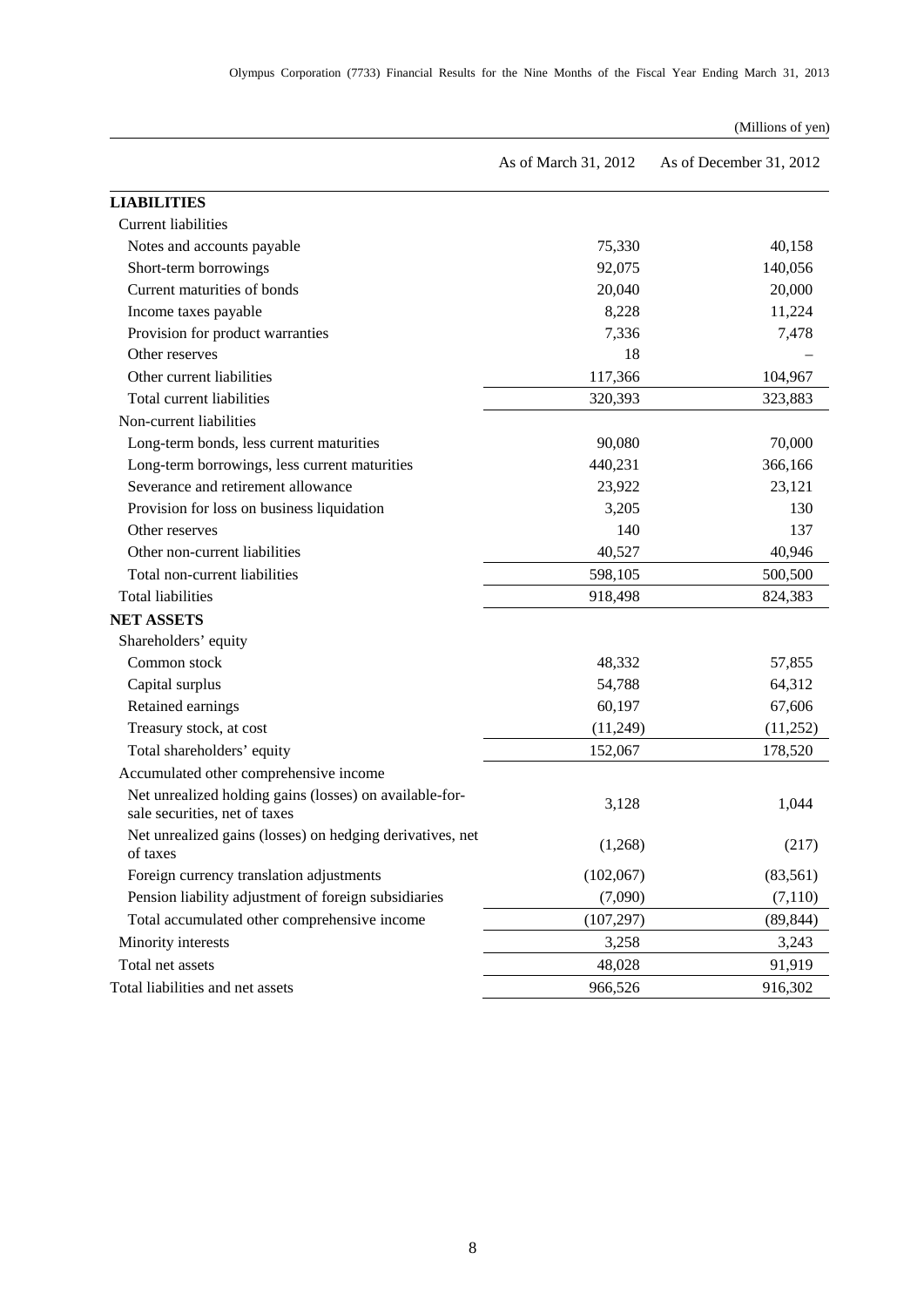(Millions of yen)

| | As of March 31, 2012 | As of December 31, 2012 |
|---|---|---|
| **LIABILITIES** | | |
| Current liabilities | | |
| Notes and accounts payable | 75,330 | 40,158 |
| Short-term borrowings | 92,075 | 140,056 |
| Current maturities of bonds | 20,040 | 20,000 |
| Income taxes payable | 8,228 | 11,224 |
| Provision for product warranties | 7,336 | 7,478 |
| Other reserves | 18 | – |
| Other current liabilities | 117,366 | 104,967 |
| Total current liabilities | 320,393 | 323,883 |
| Non-current liabilities | | |
| Long-term bonds, less current maturities | 90,080 | 70,000 |
| Long-term borrowings, less current maturities | 440,231 | 366,166 |
| Severance and retirement allowance | 23,922 | 23,121 |
| Provision for loss on business liquidation | 3,205 | 130 |
| Other reserves | 140 | 137 |
| Other non-current liabilities | 40,527 | 40,946 |
| Total non-current liabilities | 598,105 | 500,500 |
| Total liabilities | 918,498 | 824,383 |
| **NET ASSETS** | | |
| Shareholders' equity | | |
| Common stock | 48,332 | 57,855 |
| Capital surplus | 54,788 | 64,312 |
| Retained earnings | 60,197 | 67,606 |
| Treasury stock, at cost | (11,249) | (11,252) |
| Total shareholders' equity | 152,067 | 178,520 |
| Accumulated other comprehensive income | | |
| Net unrealized holding gains (losses) on available-for-sale securities, net of taxes | 3,128 | 1,044 |
| Net unrealized gains (losses) on hedging derivatives, net of taxes | (1,268) | (217) |
| Foreign currency translation adjustments | (102,067) | (83,561) |
| Pension liability adjustment of foreign subsidiaries | (7,090) | (7,110) |
| Total accumulated other comprehensive income | (107,297) | (89,844) |
| Minority interests | 3,258 | 3,243 |
| Total net assets | 48,028 | 91,919 |
| Total liabilities and net assets | 966,526 | 916,302 |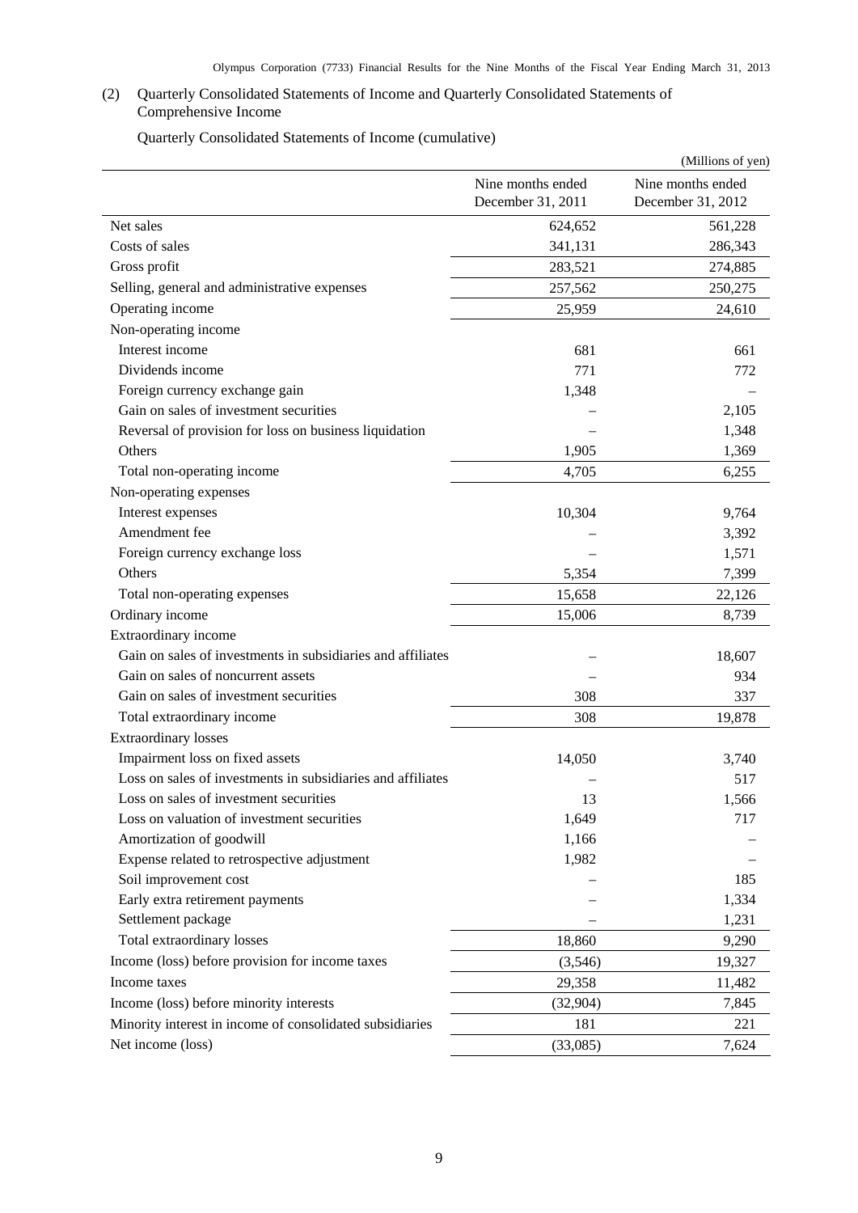(2) Quarterly Consolidated Statements of Income and Quarterly Consolidated Statements of Comprehensive Income

Quarterly Consolidated Statements of Income (cumulative)

(Millions of yen)

| | Nine months ended December 31, 2011 | Nine months ended December 31, 2012 |
|---|---|---|
| Net sales | 624,652 | 561,228 |
| Costs of sales | 341,131 | 286,343 |
| Gross profit | 283,521 | 274,885 |
| Selling, general and administrative expenses | 257,562 | 250,275 |
| Operating income | 25,959 | 24,610 |
| Non-operating income | | |
| Interest income | 681 | 661 |
| Dividends income | 771 | 772 |
| Foreign currency exchange gain | 1,348 | – |
| Gain on sales of investment securities | – | 2,105 |
| Reversal of provision for loss on business liquidation | – | 1,348 |
| Others | 1,905 | 1,369 |
| Total non-operating income | 4,705 | 6,255 |
| Non-operating expenses | | |
| Interest expenses | 10,304 | 9,764 |
| Amendment fee | – | 3,392 |
| Foreign currency exchange loss | – | 1,571 |
| Others | 5,354 | 7,399 |
| Total non-operating expenses | 15,658 | 22,126 |
| Ordinary income | 15,006 | 8,739 |
| Extraordinary income | | |
| Gain on sales of investments in subsidiaries and affiliates | – | 18,607 |
| Gain on sales of noncurrent assets | – | 934 |
| Gain on sales of investment securities | 308 | 337 |
| Total extraordinary income | 308 | 19,878 |
| Extraordinary losses | | |
| Impairment loss on fixed assets | 14,050 | 3,740 |
| Loss on sales of investments in subsidiaries and affiliates | – | 517 |
| Loss on sales of investment securities | 13 | 1,566 |
| Loss on valuation of investment securities | 1,649 | 717 |
| Amortization of goodwill | 1,166 | – |
| Expense related to retrospective adjustment | 1,982 | – |
| Soil improvement cost | – | 185 |
| Early extra retirement payments | – | 1,334 |
| Settlement package | – | 1,231 |
| Total extraordinary losses | 18,860 | 9,290 |
| Income (loss) before provision for income taxes | (3,546) | 19,327 |
| Income taxes | 29,358 | 11,482 |
| Income (loss) before minority interests | (32,904) | 7,845 |
| Minority interest in income of consolidated subsidiaries | 181 | 221 |
| Net income (loss) | (33,085) | 7,624 |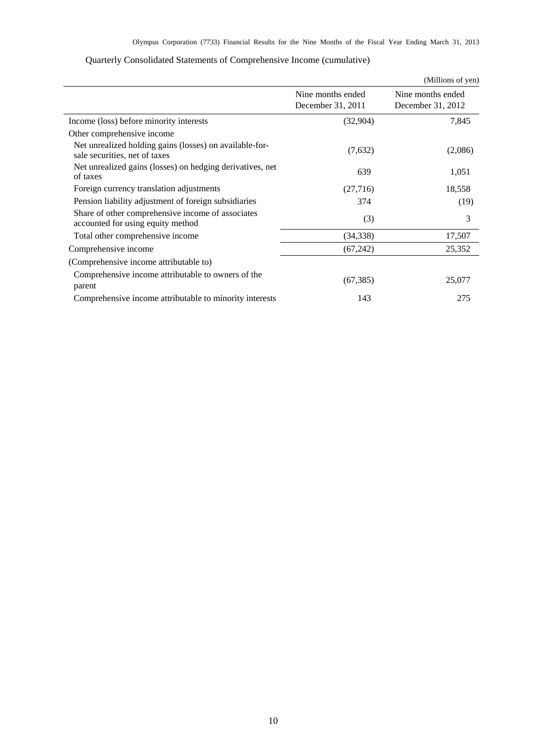Quarterly Consolidated Statements of Comprehensive Income (cumulative)

(Millions of yen)

| | Nine months ended December 31, 2011 | Nine months ended December 31, 2012 |
|---|---|---|
| Income (loss) before minority interests | (32,904) | 7,845 |
| Other comprehensive income | | |
| Net unrealized holding gains (losses) on available-for-sale securities, net of taxes | (7,632) | (2,086) |
| Net unrealized gains (losses) on hedging derivatives, net of taxes | 639 | 1,051 |
| Foreign currency translation adjustments | (27,716) | 18,558 |
| Pension liability adjustment of foreign subsidiaries | 374 | (19) |
| Share of other comprehensive income of associates accounted for using equity method | (3) | 3 |
| Total other comprehensive income | (34,338) | 17,507 |
| Comprehensive income | (67,242) | 25,352 |
| (Comprehensive income attributable to) | | |
| Comprehensive income attributable to owners of the parent | (67,385) | 25,077 |
| Comprehensive income attributable to minority interests | 143 | 275 |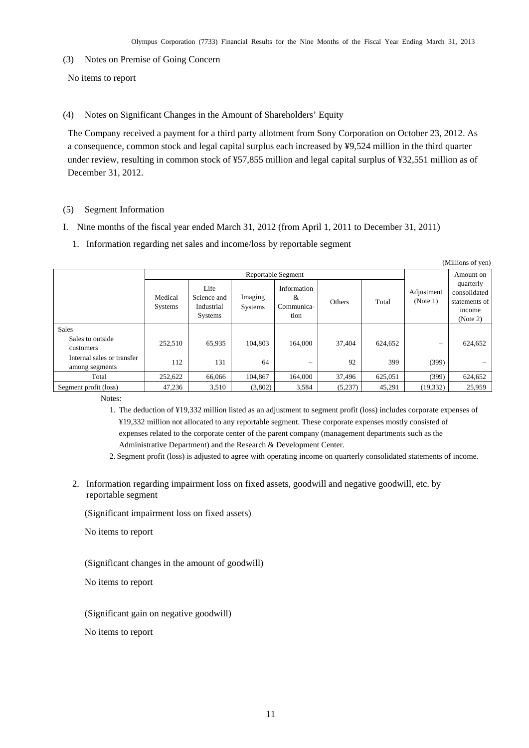## (3) Notes on Premise of Going Concern

No items to report

## (4) Notes on Significant Changes in the Amount of Shareholders' Equity

The Company received a payment for a third party allotment from Sony Corporation on October 23, 2012. As a consequence, common stock and legal capital surplus each increased by ¥9,524 million in the third quarter under review, resulting in common stock of ¥57,855 million and legal capital surplus of ¥32,551 million as of December 31, 2012.

## (5) Segment Information

I. Nine months of the fiscal year ended March 31, 2012 (from April 1, 2011 to December 31, 2011)

1. Information regarding net sales and income/loss by reportable segment

(Millions of yen)

| | Reportable Segment | | | | | | Adjustment (Note 1) | Amount on quarterly consolidated statements of income (Note 2) |
|---|---|---|---|---|---|---|---|---|
| | Medical Systems | Life Science and Industrial Systems | Imaging Systems | Information & Communication | Others | Total | | |
| Sales | | | | | | | | |
| Sales to outside customers | 252,510 | 65,935 | 104,803 | 164,000 | 37,404 | 624,652 | – | 624,652 |
| Internal sales or transfer among segments | 112 | 131 | 64 | – | 92 | 399 | (399) | – |
| Total | 252,622 | 66,066 | 104,867 | 164,000 | 37,496 | 625,051 | (399) | 624,652 |
| Segment profit (loss) | 47,236 | 3,510 | (3,802) | 3,584 | (5,237) | 45,291 | (19,332) | 25,959 |

Notes:

1. The deduction of ¥19,332 million listed as an adjustment to segment profit (loss) includes corporate expenses of ¥19,332 million not allocated to any reportable segment. These corporate expenses mostly consisted of expenses related to the corporate center of the parent company (management departments such as the Administrative Department) and the Research & Development Center.
2. Segment profit (loss) is adjusted to agree with operating income on quarterly consolidated statements of income.

2. Information regarding impairment loss on fixed assets, goodwill and negative goodwill, etc. by reportable segment

(Significant impairment loss on fixed assets)

No items to report

(Significant changes in the amount of goodwill)

No items to report

(Significant gain on negative goodwill)

No items to report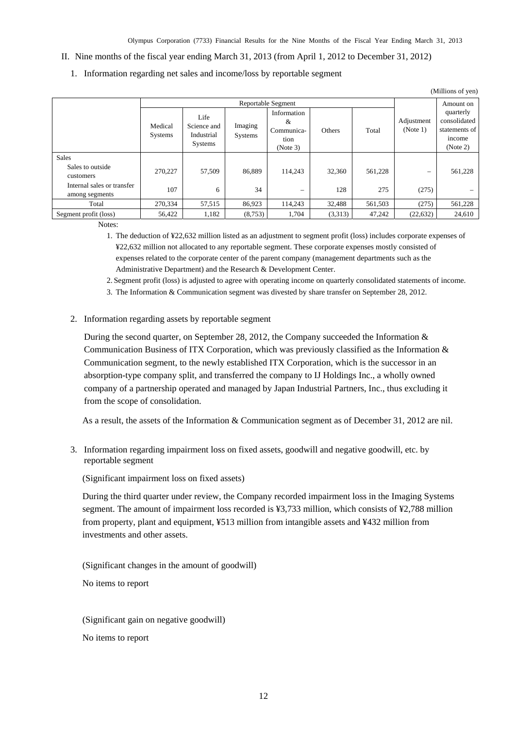## II. Nine months of the fiscal year ending March 31, 2013 (from April 1, 2012 to December 31, 2012)

### 1. Information regarding net sales and income/loss by reportable segment

(Millions of yen)

| | Reportable Segment | | | | | | Adjustment (Note 1) | Amount on quarterly consolidated statements of income (Note 2) |
|---|---|---|---|---|---|---|---|---|
| | Medical Systems | Life Science and Industrial Systems | Imaging Systems | Information & Communication (Note 3) | Others | Total | | |
| Sales | | | | | | | | |
| Sales to outside customers | 270,227 | 57,509 | 86,889 | 114,243 | 32,360 | 561,228 | – | 561,228 |
| Internal sales or transfer among segments | 107 | 6 | 34 | – | 128 | 275 | (275) | – |
| Total | 270,334 | 57,515 | 86,923 | 114,243 | 32,488 | 561,503 | (275) | 561,228 |
| Segment profit (loss) | 56,422 | 1,182 | (8,753) | 1,704 | (3,313) | 47,242 | (22,632) | 24,610 |

Notes:

1. The deduction of ¥22,632 million listed as an adjustment to segment profit (loss) includes corporate expenses of ¥22,632 million not allocated to any reportable segment. These corporate expenses mostly consisted of expenses related to the corporate center of the parent company (management departments such as the Administrative Department) and the Research & Development Center.
2. Segment profit (loss) is adjusted to agree with operating income on quarterly consolidated statements of income.
3. The Information & Communication segment was divested by share transfer on September 28, 2012.

### 2. Information regarding assets by reportable segment

During the second quarter, on September 28, 2012, the Company succeeded the Information & Communication Business of ITX Corporation, which was previously classified as the Information & Communication segment, to the newly established ITX Corporation, which is the successor in an absorption-type company split, and transferred the company to IJ Holdings Inc., a wholly owned company of a partnership operated and managed by Japan Industrial Partners, Inc., thus excluding it from the scope of consolidation.

As a result, the assets of the Information & Communication segment as of December 31, 2012 are nil.

### 3. Information regarding impairment loss on fixed assets, goodwill and negative goodwill, etc. by reportable segment

(Significant impairment loss on fixed assets)

During the third quarter under review, the Company recorded impairment loss in the Imaging Systems segment. The amount of impairment loss recorded is ¥3,733 million, which consists of ¥2,788 million from property, plant and equipment, ¥513 million from intangible assets and ¥432 million from investments and other assets.

(Significant changes in the amount of goodwill)

No items to report

(Significant gain on negative goodwill)

No items to report